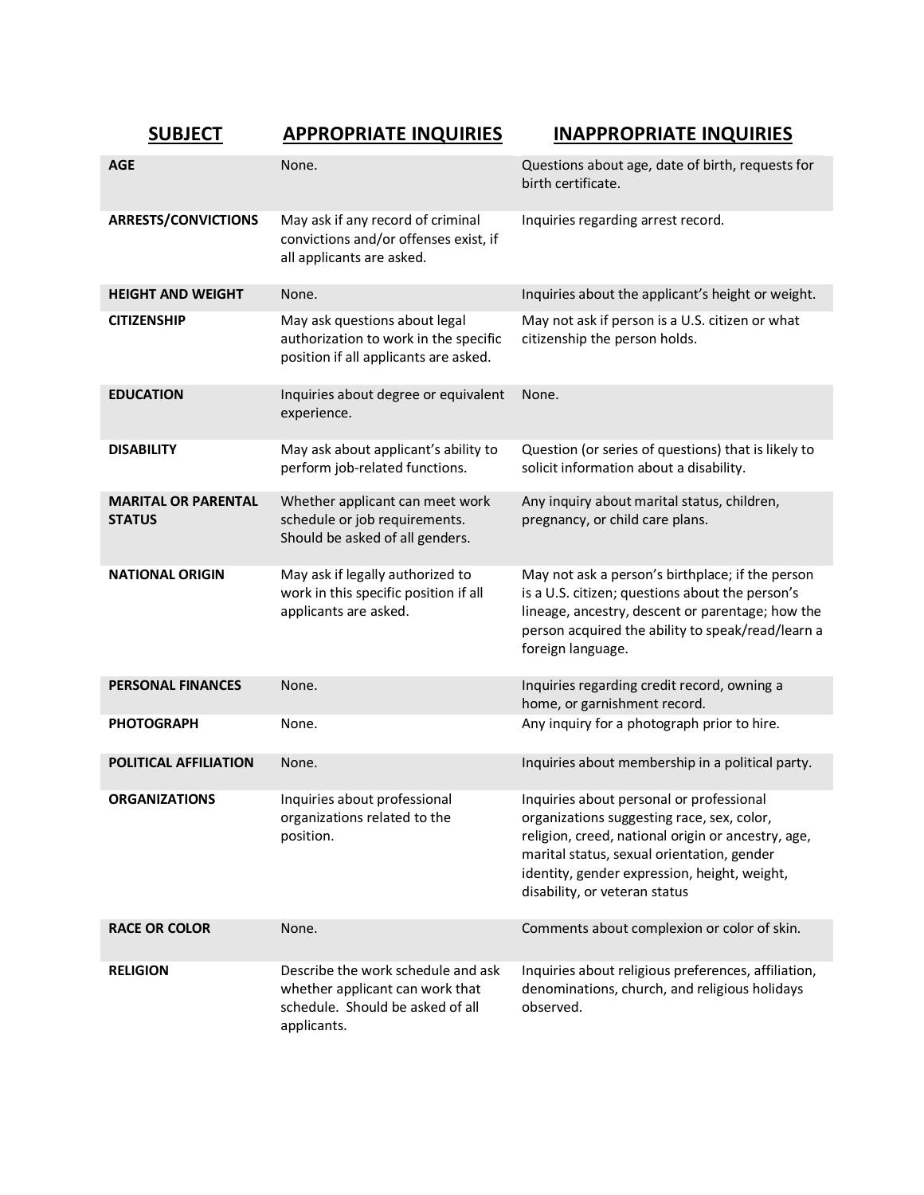| SUBJECT | APPROPRIATE INQUIRIES | INAPPROPRIATE INQUIRIES |
|---|---|---|
| **AGE** | None. | Questions about age, date of birth, requests for birth certificate. |
| **ARRESTS/CONVICTIONS** | May ask if any record of criminal convictions and/or offenses exist, if all applicants are asked. | Inquiries regarding arrest record. |
| **HEIGHT AND WEIGHT** | None. | Inquiries about the applicant's height or weight. |
| **CITIZENSHIP** | May ask questions about legal authorization to work in the specific position if all applicants are asked. | May not ask if person is a U.S. citizen or what citizenship the person holds. |
| **EDUCATION** | Inquiries about degree or equivalent experience. | None. |
| **DISABILITY** | May ask about applicant's ability to perform job-related functions. | Question (or series of questions) that is likely to solicit information about a disability. |
| **MARITAL OR PARENTAL STATUS** | Whether applicant can meet work schedule or job requirements. Should be asked of all genders. | Any inquiry about marital status, children, pregnancy, or child care plans. |
| **NATIONAL ORIGIN** | May ask if legally authorized to work in this specific position if all applicants are asked. | May not ask a person's birthplace; if the person is a U.S. citizen; questions about the person's lineage, ancestry, descent or parentage; how the person acquired the ability to speak/read/learn a foreign language. |
| **PERSONAL FINANCES** | None. | Inquiries regarding credit record, owning a home, or garnishment record. |
| **PHOTOGRAPH** | None. | Any inquiry for a photograph prior to hire. |
| **POLITICAL AFFILIATION** | None. | Inquiries about membership in a political party. |
| **ORGANIZATIONS** | Inquiries about professional organizations related to the position. | Inquiries about personal or professional organizations suggesting race, sex, color, religion, creed, national origin or ancestry, age, marital status, sexual orientation, gender identity, gender expression, height, weight, disability, or veteran status |
| **RACE OR COLOR** | None. | Comments about complexion or color of skin. |
| **RELIGION** | Describe the work schedule and ask whether applicant can work that schedule. Should be asked of all applicants. | Inquiries about religious preferences, affiliation, denominations, church, and religious holidays observed. |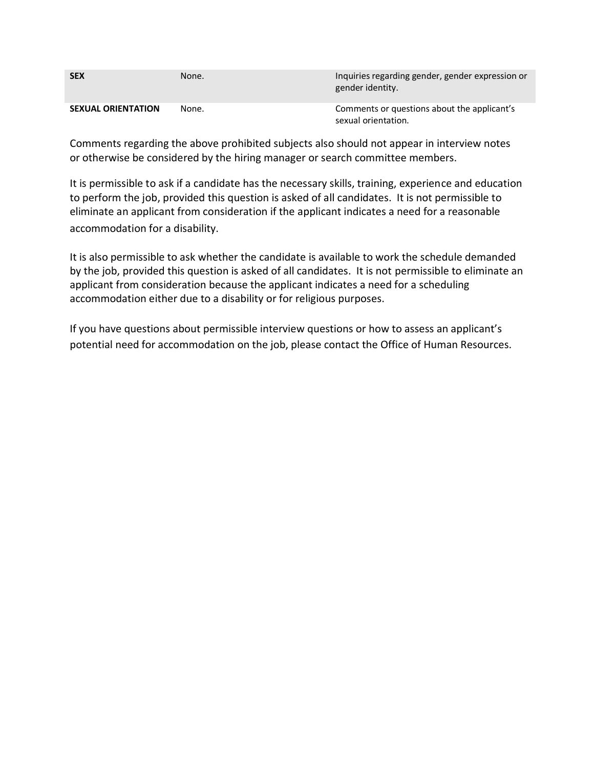| | | |
|---|---|---|
| **SEX** | None. | Inquiries regarding gender, gender expression or gender identity. |
| **SEXUAL ORIENTATION** | None. | Comments or questions about the applicant's sexual orientation. |

Comments regarding the above prohibited subjects also should not appear in interview notes or otherwise be considered by the hiring manager or search committee members.

It is permissible to ask if a candidate has the necessary skills, training, experience and education to perform the job, provided this question is asked of all candidates. It is not permissible to eliminate an applicant from consideration if the applicant indicates a need for a reasonable accommodation for a disability.

It is also permissible to ask whether the candidate is available to work the schedule demanded by the job, provided this question is asked of all candidates. It is not permissible to eliminate an applicant from consideration because the applicant indicates a need for a scheduling accommodation either due to a disability or for religious purposes.

If you have questions about permissible interview questions or how to assess an applicant's potential need for accommodation on the job, please contact the Office of Human Resources.